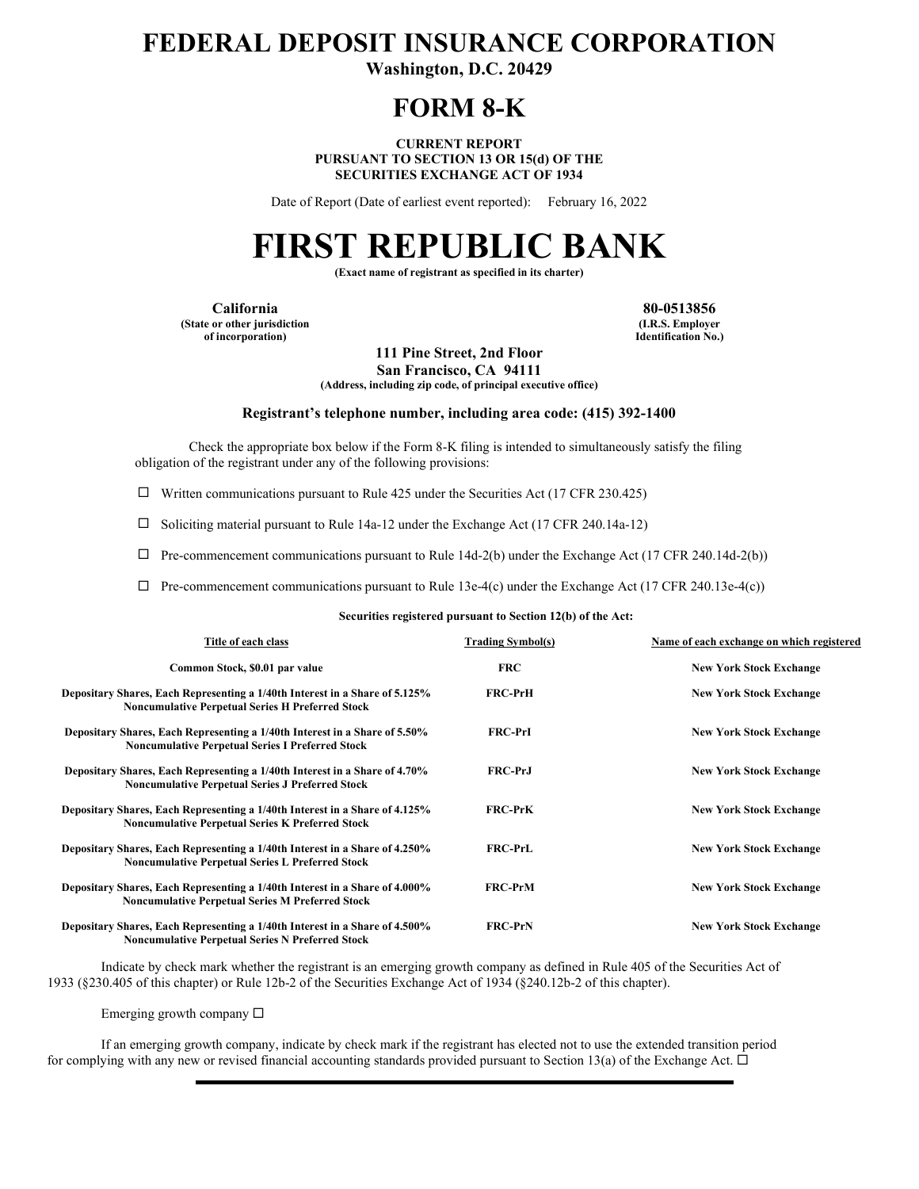# FEDERAL DEPOSIT INSURANCE CORPORATION

**Washington, D.C. 20429**

# FORM 8-K

**CURRENT REPORT**
**PURSUANT TO SECTION 13 OR 15(d) OF THE**
**SECURITIES EXCHANGE ACT OF 1934**

Date of Report (Date of earliest event reported): February 16, 2022

# FIRST REPUBLIC BANK

**(Exact name of registrant as specified in its charter)**

| **California** | **80-0513856** |
|---|---|
| **(State or other jurisdiction of incorporation)** | **(I.R.S. Employer Identification No.)** |

**111 Pine Street, 2nd Floor**
**San Francisco, CA 94111**
**(Address, including zip code, of principal executive office)**

**Registrant's telephone number, including area code: (415) 392-1400**

Check the appropriate box below if the Form 8-K filing is intended to simultaneously satisfy the filing obligation of the registrant under any of the following provisions:

☐ Written communications pursuant to Rule 425 under the Securities Act (17 CFR 230.425)

☐ Soliciting material pursuant to Rule 14a-12 under the Exchange Act (17 CFR 240.14a-12)

☐ Pre-commencement communications pursuant to Rule 14d-2(b) under the Exchange Act (17 CFR 240.14d-2(b))

☐ Pre-commencement communications pursuant to Rule 13e-4(c) under the Exchange Act (17 CFR 240.13e-4(c))

**Securities registered pursuant to Section 12(b) of the Act:**

| Title of each class | Trading Symbol(s) | Name of each exchange on which registered |
|---|---|---|
| Common Stock, $0.01 par value | FRC | New York Stock Exchange |
| Depositary Shares, Each Representing a 1/40th Interest in a Share of 5.125% Noncumulative Perpetual Series H Preferred Stock | FRC-PrH | New York Stock Exchange |
| Depositary Shares, Each Representing a 1/40th Interest in a Share of 5.50% Noncumulative Perpetual Series I Preferred Stock | FRC-PrI | New York Stock Exchange |
| Depositary Shares, Each Representing a 1/40th Interest in a Share of 4.70% Noncumulative Perpetual Series J Preferred Stock | FRC-PrJ | New York Stock Exchange |
| Depositary Shares, Each Representing a 1/40th Interest in a Share of 4.125% Noncumulative Perpetual Series K Preferred Stock | FRC-PrK | New York Stock Exchange |
| Depositary Shares, Each Representing a 1/40th Interest in a Share of 4.250% Noncumulative Perpetual Series L Preferred Stock | FRC-PrL | New York Stock Exchange |
| Depositary Shares, Each Representing a 1/40th Interest in a Share of 4.000% Noncumulative Perpetual Series M Preferred Stock | FRC-PrM | New York Stock Exchange |
| Depositary Shares, Each Representing a 1/40th Interest in a Share of 4.500% Noncumulative Perpetual Series N Preferred Stock | FRC-PrN | New York Stock Exchange |

Indicate by check mark whether the registrant is an emerging growth company as defined in Rule 405 of the Securities Act of 1933 (§230.405 of this chapter) or Rule 12b-2 of the Securities Exchange Act of 1934 (§240.12b-2 of this chapter).

Emerging growth company ☐

If an emerging growth company, indicate by check mark if the registrant has elected not to use the extended transition period for complying with any new or revised financial accounting standards provided pursuant to Section 13(a) of the Exchange Act. ☐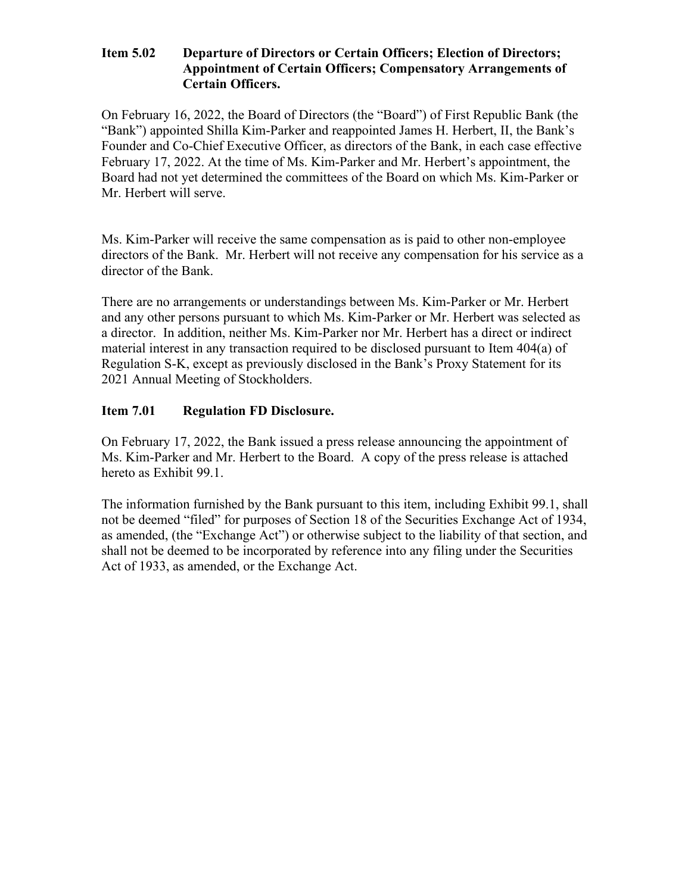## Item 5.02 Departure of Directors or Certain Officers; Election of Directors; Appointment of Certain Officers; Compensatory Arrangements of Certain Officers.

On February 16, 2022, the Board of Directors (the "Board") of First Republic Bank (the "Bank") appointed Shilla Kim-Parker and reappointed James H. Herbert, II, the Bank's Founder and Co-Chief Executive Officer, as directors of the Bank, in each case effective February 17, 2022. At the time of Ms. Kim-Parker and Mr. Herbert's appointment, the Board had not yet determined the committees of the Board on which Ms. Kim-Parker or Mr. Herbert will serve.

Ms. Kim-Parker will receive the same compensation as is paid to other non-employee directors of the Bank. Mr. Herbert will not receive any compensation for his service as a director of the Bank.

There are no arrangements or understandings between Ms. Kim-Parker or Mr. Herbert and any other persons pursuant to which Ms. Kim-Parker or Mr. Herbert was selected as a director. In addition, neither Ms. Kim-Parker nor Mr. Herbert has a direct or indirect material interest in any transaction required to be disclosed pursuant to Item 404(a) of Regulation S-K, except as previously disclosed in the Bank's Proxy Statement for its 2021 Annual Meeting of Stockholders.

## Item 7.01 Regulation FD Disclosure.

On February 17, 2022, the Bank issued a press release announcing the appointment of Ms. Kim-Parker and Mr. Herbert to the Board. A copy of the press release is attached hereto as Exhibit 99.1.

The information furnished by the Bank pursuant to this item, including Exhibit 99.1, shall not be deemed "filed" for purposes of Section 18 of the Securities Exchange Act of 1934, as amended, (the "Exchange Act") or otherwise subject to the liability of that section, and shall not be deemed to be incorporated by reference into any filing under the Securities Act of 1933, as amended, or the Exchange Act.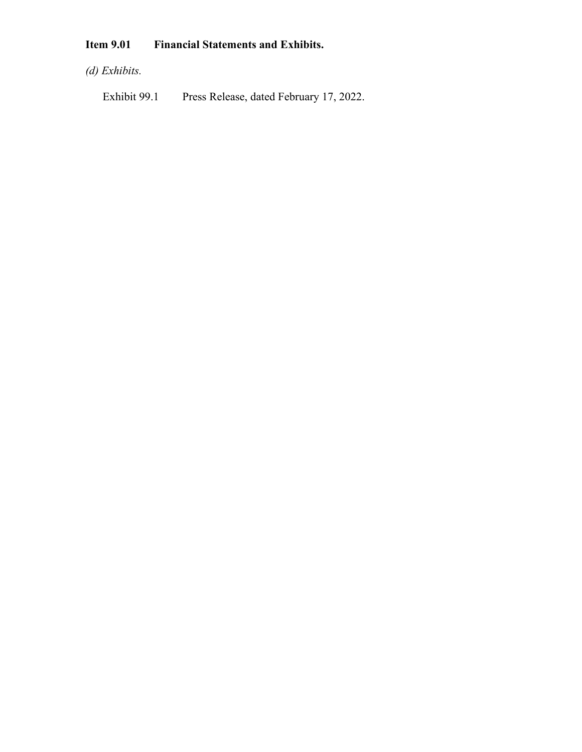**Item 9.01 Financial Statements and Exhibits.**

*(d) Exhibits.*

Exhibit 99.1 Press Release, dated February 17, 2022.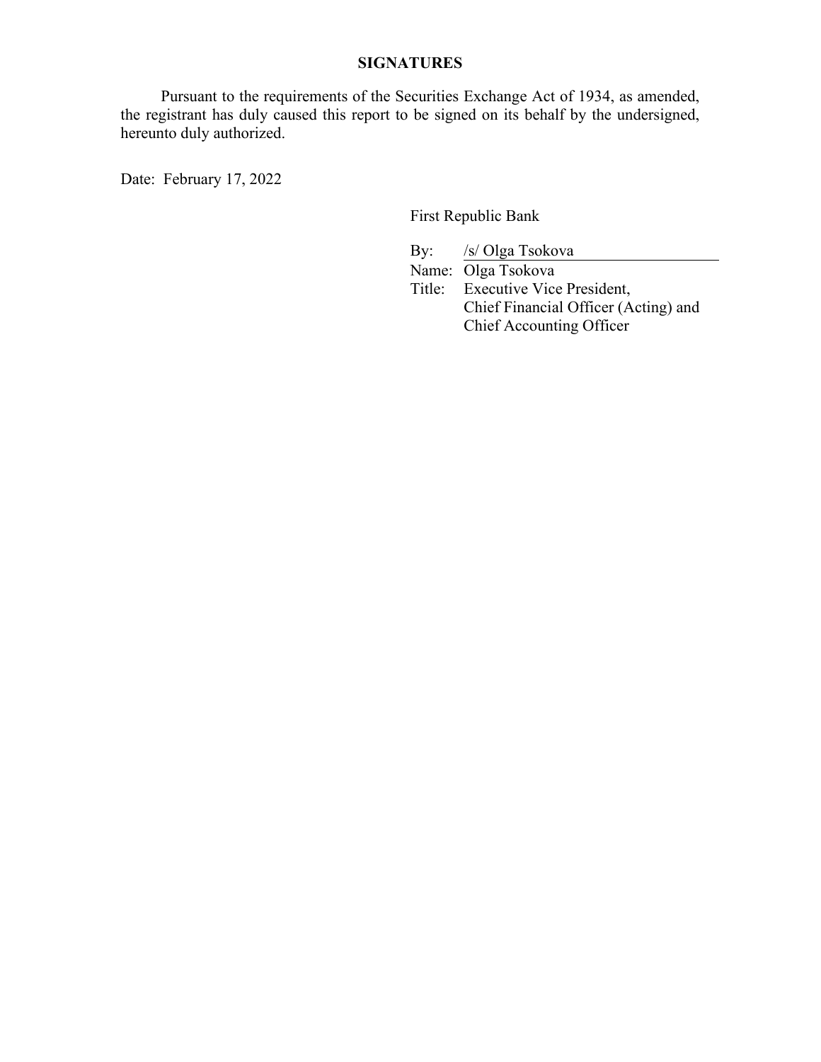## SIGNATURES

Pursuant to the requirements of the Securities Exchange Act of 1934, as amended, the registrant has duly caused this report to be signed on its behalf by the undersigned, hereunto duly authorized.

Date: February 17, 2022

First Republic Bank

By: /s/ Olga Tsokova

Name: Olga Tsokova

Title: Executive Vice President,
Chief Financial Officer (Acting) and
Chief Accounting Officer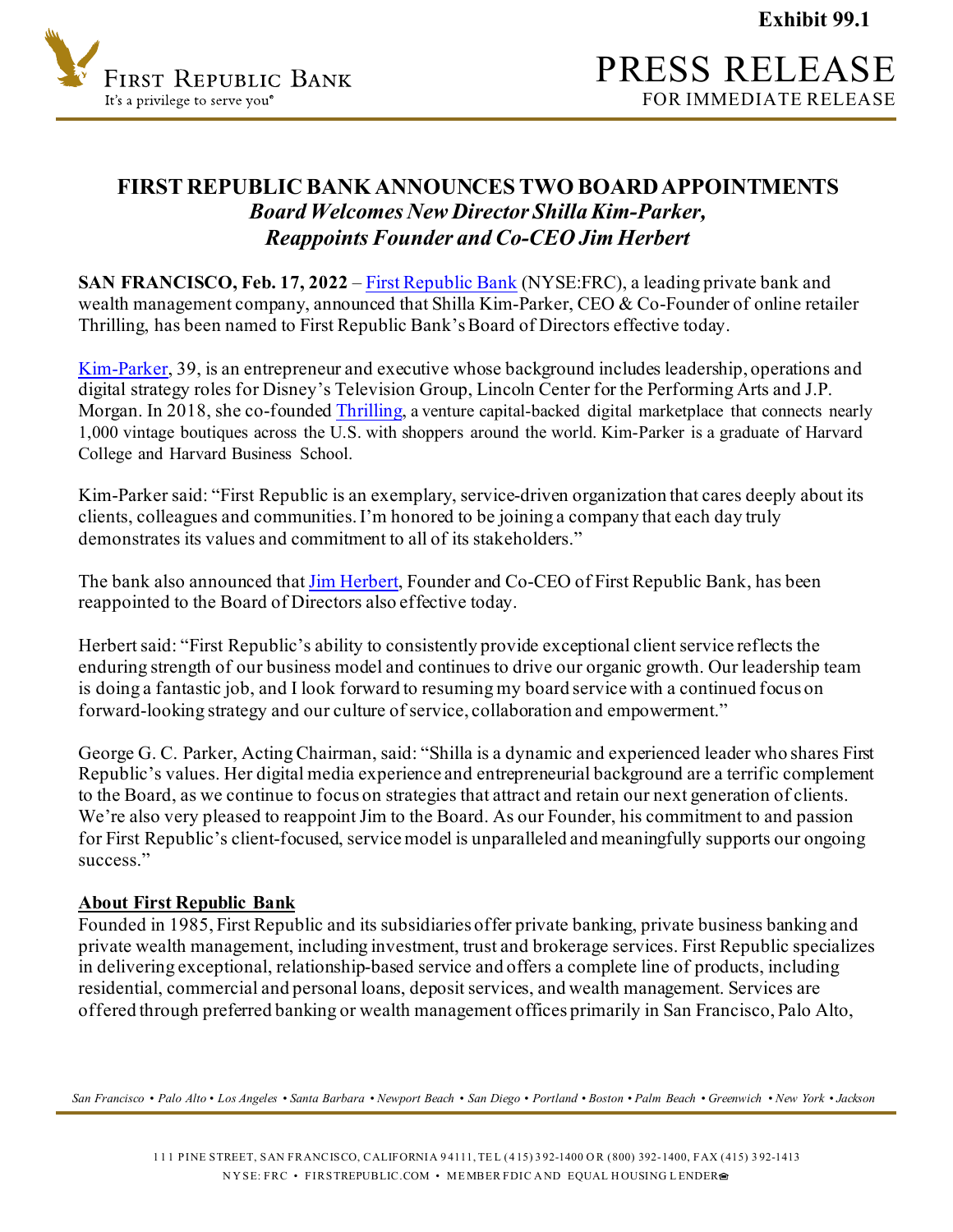Exhibit 99.1

# PRESS RELEASE

FOR IMMEDIATE RELEASE

## FIRST REPUBLIC BANK ANNOUNCES TWO BOARD APPOINTMENTS

***Board Welcomes New Director Shilla Kim-Parker, Reappoints Founder and Co-CEO Jim Herbert***

**SAN FRANCISCO, Feb. 17, 2022** – First Republic Bank (NYSE:FRC), a leading private bank and wealth management company, announced that Shilla Kim-Parker, CEO & Co-Founder of online retailer Thrilling, has been named to First Republic Bank's Board of Directors effective today.

Kim-Parker, 39, is an entrepreneur and executive whose background includes leadership, operations and digital strategy roles for Disney's Television Group, Lincoln Center for the Performing Arts and J.P. Morgan. In 2018, she co-founded Thrilling, a venture capital-backed digital marketplace that connects nearly 1,000 vintage boutiques across the U.S. with shoppers around the world. Kim-Parker is a graduate of Harvard College and Harvard Business School.

Kim-Parker said: "First Republic is an exemplary, service-driven organization that cares deeply about its clients, colleagues and communities. I'm honored to be joining a company that each day truly demonstrates its values and commitment to all of its stakeholders."

The bank also announced that Jim Herbert, Founder and Co-CEO of First Republic Bank, has been reappointed to the Board of Directors also effective today.

Herbert said: "First Republic's ability to consistently provide exceptional client service reflects the enduring strength of our business model and continues to drive our organic growth. Our leadership team is doing a fantastic job, and I look forward to resuming my board service with a continued focus on forward-looking strategy and our culture of service, collaboration and empowerment."

George G. C. Parker, Acting Chairman, said: "Shilla is a dynamic and experienced leader who shares First Republic's values. Her digital media experience and entrepreneurial background are a terrific complement to the Board, as we continue to focus on strategies that attract and retain our next generation of clients. We're also very pleased to reappoint Jim to the Board. As our Founder, his commitment to and passion for First Republic's client-focused, service model is unparalleled and meaningfully supports our ongoing success."

**About First Republic Bank**

Founded in 1985, First Republic and its subsidiaries offer private banking, private business banking and private wealth management, including investment, trust and brokerage services. First Republic specializes in delivering exceptional, relationship-based service and offers a complete line of products, including residential, commercial and personal loans, deposit services, and wealth management. Services are offered through preferred banking or wealth management offices primarily in San Francisco, Palo Alto,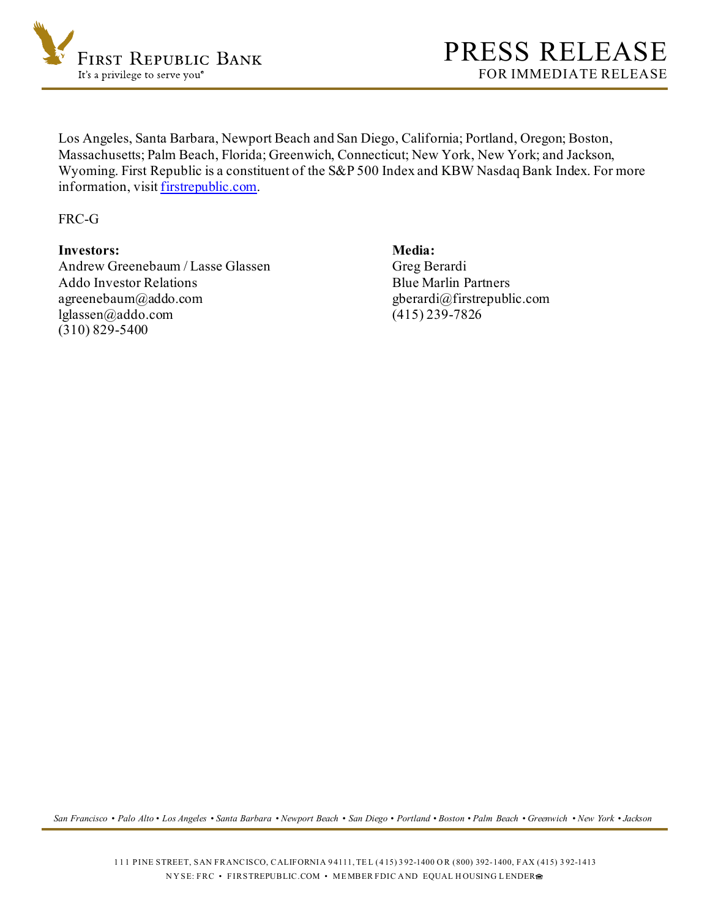Los Angeles, Santa Barbara, Newport Beach and San Diego, California; Portland, Oregon; Boston, Massachusetts; Palm Beach, Florida; Greenwich, Connecticut; New York, New York; and Jackson, Wyoming. First Republic is a constituent of the S&P 500 Index and KBW Nasdaq Bank Index. For more information, visit [firstrepublic.com](http://firstrepublic.com).

FRC-G

**Investors:**
Andrew Greenebaum / Lasse Glassen
Addo Investor Relations
agreenebaum@addo.com
lglassen@addo.com
(310) 829-5400

**Media:**
Greg Berardi
Blue Marlin Partners
gberardi@firstrepublic.com
(415) 239-7826